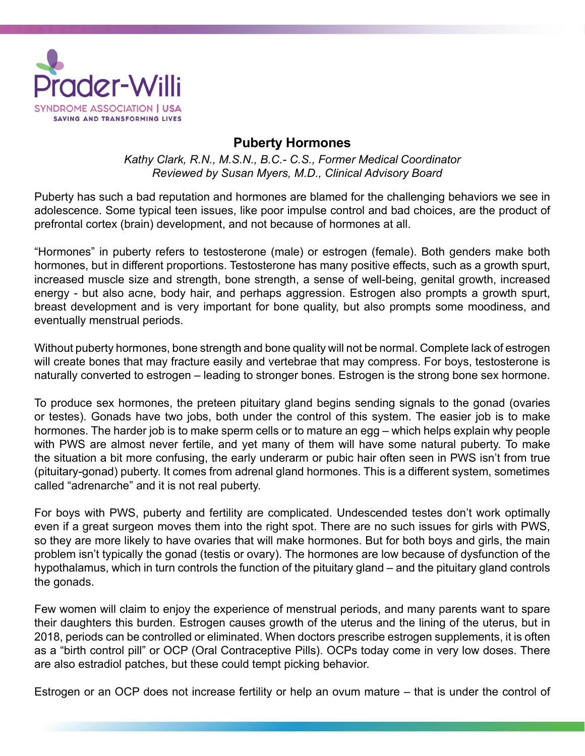Prader-Willi
SYNDROME ASSOCIATION | USA
SAVING AND TRANSFORMING LIVES

# Puberty Hormones

*Kathy Clark, R.N., M.S.N., B.C.- C.S., Former Medical Coordinator*
*Reviewed by Susan Myers, M.D., Clinical Advisory Board*

Puberty has such a bad reputation and hormones are blamed for the challenging behaviors we see in adolescence. Some typical teen issues, like poor impulse control and bad choices, are the product of prefrontal cortex (brain) development, and not because of hormones at all.

"Hormones" in puberty refers to testosterone (male) or estrogen (female). Both genders make both hormones, but in different proportions. Testosterone has many positive effects, such as a growth spurt, increased muscle size and strength, bone strength, a sense of well-being, genital growth, increased energy - but also acne, body hair, and perhaps aggression. Estrogen also prompts a growth spurt, breast development and is very important for bone quality, but also prompts some moodiness, and eventually menstrual periods.

Without puberty hormones, bone strength and bone quality will not be normal. Complete lack of estrogen will create bones that may fracture easily and vertebrae that may compress. For boys, testosterone is naturally converted to estrogen – leading to stronger bones. Estrogen is the strong bone sex hormone.

To produce sex hormones, the preteen pituitary gland begins sending signals to the gonad (ovaries or testes). Gonads have two jobs, both under the control of this system. The easier job is to make hormones. The harder job is to make sperm cells or to mature an egg – which helps explain why people with PWS are almost never fertile, and yet many of them will have some natural puberty. To make the situation a bit more confusing, the early underarm or pubic hair often seen in PWS isn't from true (pituitary-gonad) puberty. It comes from adrenal gland hormones. This is a different system, sometimes called "adrenarche" and it is not real puberty.

For boys with PWS, puberty and fertility are complicated. Undescended testes don't work optimally even if a great surgeon moves them into the right spot. There are no such issues for girls with PWS, so they are more likely to have ovaries that will make hormones. But for both boys and girls, the main problem isn't typically the gonad (testis or ovary). The hormones are low because of dysfunction of the hypothalamus, which in turn controls the function of the pituitary gland – and the pituitary gland controls the gonads.

Few women will claim to enjoy the experience of menstrual periods, and many parents want to spare their daughters this burden. Estrogen causes growth of the uterus and the lining of the uterus, but in 2018, periods can be controlled or eliminated. When doctors prescribe estrogen supplements, it is often as a "birth control pill" or OCP (Oral Contraceptive Pills). OCPs today come in very low doses. There are also estradiol patches, but these could tempt picking behavior.

Estrogen or an OCP does not increase fertility or help an ovum mature – that is under the control of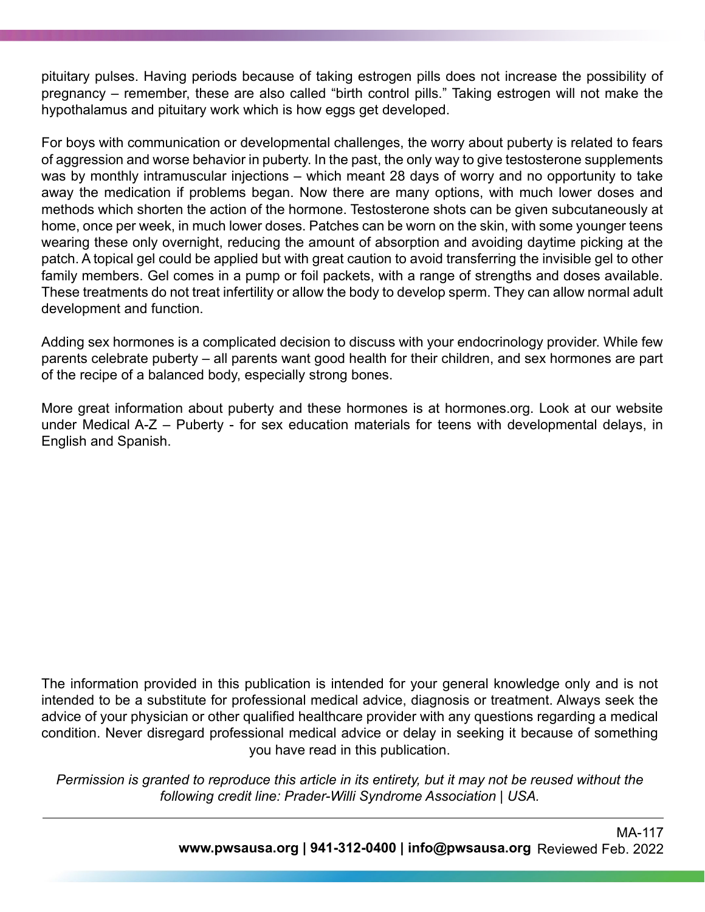pituitary pulses. Having periods because of taking estrogen pills does not increase the possibility of pregnancy – remember, these are also called "birth control pills." Taking estrogen will not make the hypothalamus and pituitary work which is how eggs get developed.

For boys with communication or developmental challenges, the worry about puberty is related to fears of aggression and worse behavior in puberty. In the past, the only way to give testosterone supplements was by monthly intramuscular injections – which meant 28 days of worry and no opportunity to take away the medication if problems began. Now there are many options, with much lower doses and methods which shorten the action of the hormone. Testosterone shots can be given subcutaneously at home, once per week, in much lower doses. Patches can be worn on the skin, with some younger teens wearing these only overnight, reducing the amount of absorption and avoiding daytime picking at the patch. A topical gel could be applied but with great caution to avoid transferring the invisible gel to other family members. Gel comes in a pump or foil packets, with a range of strengths and doses available. These treatments do not treat infertility or allow the body to develop sperm. They can allow normal adult development and function.

Adding sex hormones is a complicated decision to discuss with your endocrinology provider. While few parents celebrate puberty – all parents want good health for their children, and sex hormones are part of the recipe of a balanced body, especially strong bones.

More great information about puberty and these hormones is at hormones.org. Look at our website under Medical A-Z – Puberty - for sex education materials for teens with developmental delays, in English and Spanish.

The information provided in this publication is intended for your general knowledge only and is not intended to be a substitute for professional medical advice, diagnosis or treatment. Always seek the advice of your physician or other qualified healthcare provider with any questions regarding a medical condition. Never disregard professional medical advice or delay in seeking it because of something you have read in this publication.

*Permission is granted to reproduce this article in its entirety, but it may not be reused without the following credit line: Prader-Willi Syndrome Association | USA.*

MA-117

**www.pwsausa.org | 941-312-0400 | info@pwsausa.org** Reviewed Feb. 2022